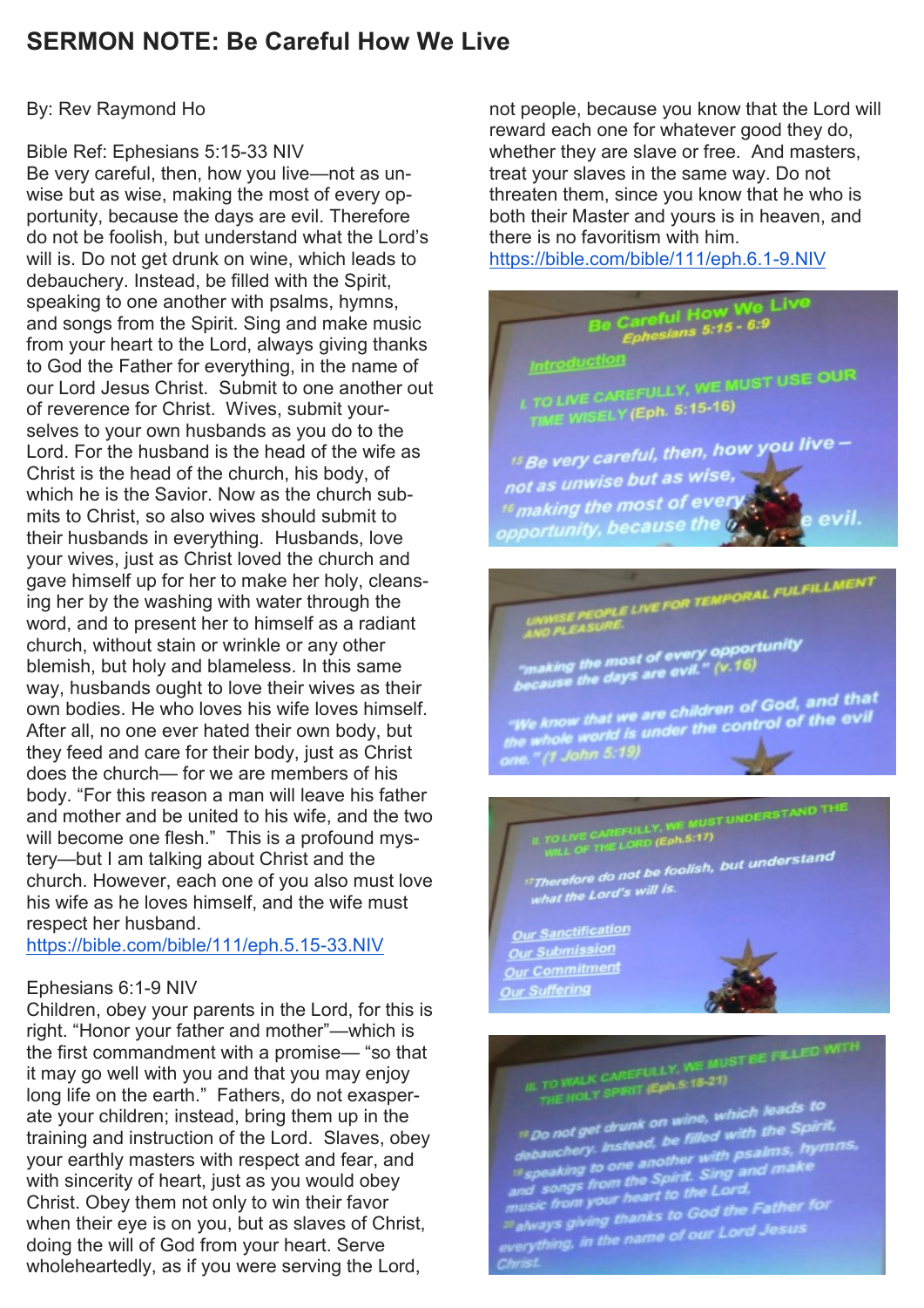# SERMON NOTE: Be Careful How We Live

By: Rev Raymond Ho

Bible Ref: Ephesians 5:15-33 NIV

Be very careful, then, how you live—not as unwise but as wise, making the most of every opportunity, because the days are evil. Therefore do not be foolish, but understand what the Lord's will is. Do not get drunk on wine, which leads to debauchery. Instead, be filled with the Spirit, speaking to one another with psalms, hymns, and songs from the Spirit. Sing and make music from your heart to the Lord, always giving thanks to God the Father for everything, in the name of our Lord Jesus Christ. Submit to one another out of reverence for Christ. Wives, submit yourselves to your own husbands as you do to the Lord. For the husband is the head of the wife as Christ is the head of the church, his body, of which he is the Savior. Now as the church submits to Christ, so also wives should submit to their husbands in everything. Husbands, love your wives, just as Christ loved the church and gave himself up for her to make her holy, cleansing her by the washing with water through the word, and to present her to himself as a radiant church, without stain or wrinkle or any other blemish, but holy and blameless. In this same way, husbands ought to love their wives as their own bodies. He who loves his wife loves himself. After all, no one ever hated their own body, but they feed and care for their body, just as Christ does the church— for we are members of his body. "For this reason a man will leave his father and mother and be united to his wife, and the two will become one flesh." This is a profound mystery—but I am talking about Christ and the church. However, each one of you also must love his wife as he loves himself, and the wife must respect her husband.

https://bible.com/bible/111/eph.5.15-33.NIV

Ephesians 6:1-9 NIV

Children, obey your parents in the Lord, for this is right. "Honor your father and mother"—which is the first commandment with a promise— "so that it may go well with you and that you may enjoy long life on the earth." Fathers, do not exasperate your children; instead, bring them up in the training and instruction of the Lord. Slaves, obey your earthly masters with respect and fear, and with sincerity of heart, just as you would obey Christ. Obey them not only to win their favor when their eye is on you, but as slaves of Christ, doing the will of God from your heart. Serve wholeheartedly, as if you were serving the Lord, not people, because you know that the Lord will reward each one for whatever good they do, whether they are slave or free. And masters, treat your slaves in the same way. Do not threaten them, since you know that he who is both their Master and yours is in heaven, and there is no favoritism with him.

https://bible.com/bible/111/eph.6.1-9.NIV

Be Careful How We Live
Ephesians 5:15 - 6:9

Introduction

I. TO LIVE CAREFULLY, WE MUST USE OUR TIME WISELY (Eph. 5:15-16)

[15] Be very careful, then, how you live – not as unwise but as wise, [16] making the most of every opportunity, because the days are evil.

UNWISE PEOPLE LIVE FOR TEMPORAL FULFILLMENT AND PLEASURE.

"making the most of every opportunity because the days are evil." (v.16)

"We know that we are children of God, and that the whole world is under the control of the evil one." (1 John 5:19)

II. TO LIVE CAREFULLY, WE MUST UNDERSTAND THE WILL OF THE LORD (Eph.5:17)

[17] Therefore do not be foolish, but understand what the Lord's will is.

Our Sanctification
Our Submission
Our Commitment
Our Suffering

III. TO WALK CAREFULLY, WE MUST BE FILLED WITH THE HOLY SPIRIT (Eph.5:18-21)

[18] Do not get drunk on wine, which leads to debauchery. Instead, be filled with the Spirit, [19] speaking to one another with psalms, hymns, and songs from the Spirit. Sing and make music from your heart to the Lord, [20] always giving thanks to God the Father for everything, in the name of our Lord Jesus Christ.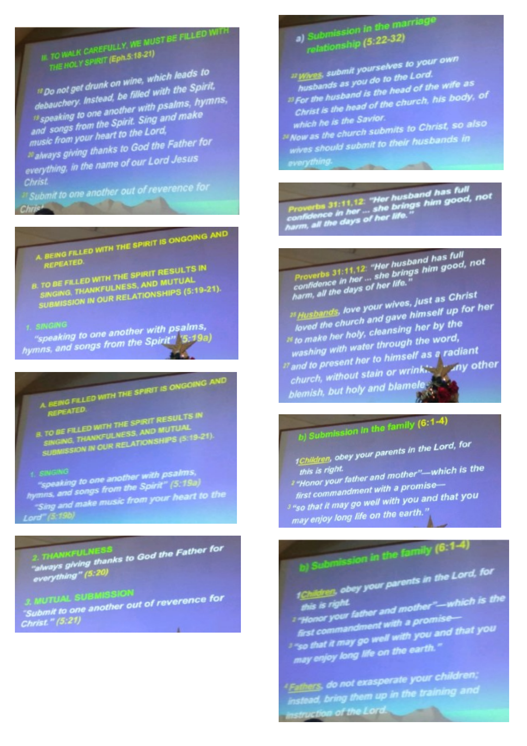### III. TO WALK CAREFULLY, WE MUST BE FILLED WITH THE HOLY SPIRIT (Eph.5:18-21)

18 Do not get drunk on wine, which leads to debauchery. Instead, be filled with the Spirit, 19 speaking to one another with psalms, hymns, and songs from the Spirit. Sing and make music from your heart to the Lord, 20 always giving thanks to God the Father for everything, in the name of our Lord Jesus Christ. 21 Submit to one another out of reverence for Christ.

A. BEING FILLED WITH THE SPIRIT IS ONGOING AND REPEATED.

B. TO BE FILLED WITH THE SPIRIT RESULTS IN SINGING, THANKFULNESS, AND MUTUAL SUBMISSION IN OUR RELATIONSHIPS (5:19-21).

1. SINGING
"speaking to one another with psalms, hymns, and songs from the Spirit" (5:19a)

A. BEING FILLED WITH THE SPIRIT IS ONGOING AND REPEATED.

B. TO BE FILLED WITH THE SPIRIT RESULTS IN SINGING, THANKFULNESS, AND MUTUAL SUBMISSION IN OUR RELATIONSHIPS (5:19-21).

1. SINGING
"speaking to one another with psalms, hymns, and songs from the Spirit" (5:19a)
"Sing and make music from your heart to the Lord" (5:19b)

2. THANKFULNESS
"always giving thanks to God the Father for everything" (5:20)

3. MUTUAL SUBMISSION
"Submit to one another out of reverence for Christ." (5:21)

a) Submission in the marriage relationship (5:22-32)

22 Wives, submit yourselves to your own husbands as you do to the Lord. 23 For the husband is the head of the wife as Christ is the head of the church, his body, of which he is the Savior. 24 Now as the church submits to Christ, so also wives should submit to their husbands in everything.

Proverbs 31:11,12: "Her husband has full confidence in her ... she brings him good, not harm, all the days of her life."

Proverbs 31:11,12: "Her husband has full confidence in her ... she brings him good, not harm, all the days of her life."

25 Husbands, love your wives, just as Christ loved the church and gave himself up for her 26 to make her holy, cleansing her by the washing with water through the word, 27 and to present her to himself as a radiant church, without stain or wrinkle or any other blemish, but holy and blameless.

b) Submission in the family (6:1-4)

1 Children, obey your parents in the Lord, for this is right. 2 "Honor your father and mother"—which is the first commandment with a promise— 3 "so that it may go well with you and that you may enjoy long life on the earth."

b) Submission in the family (6:1-4)

1 Children, obey your parents in the Lord, for this is right. 2 "Honor your father and mother"—which is the first commandment with a promise— 3 "so that it may go well with you and that you may enjoy long life on the earth."

4 Fathers, do not exasperate your children; instead, bring them up in the training and instruction of the Lord.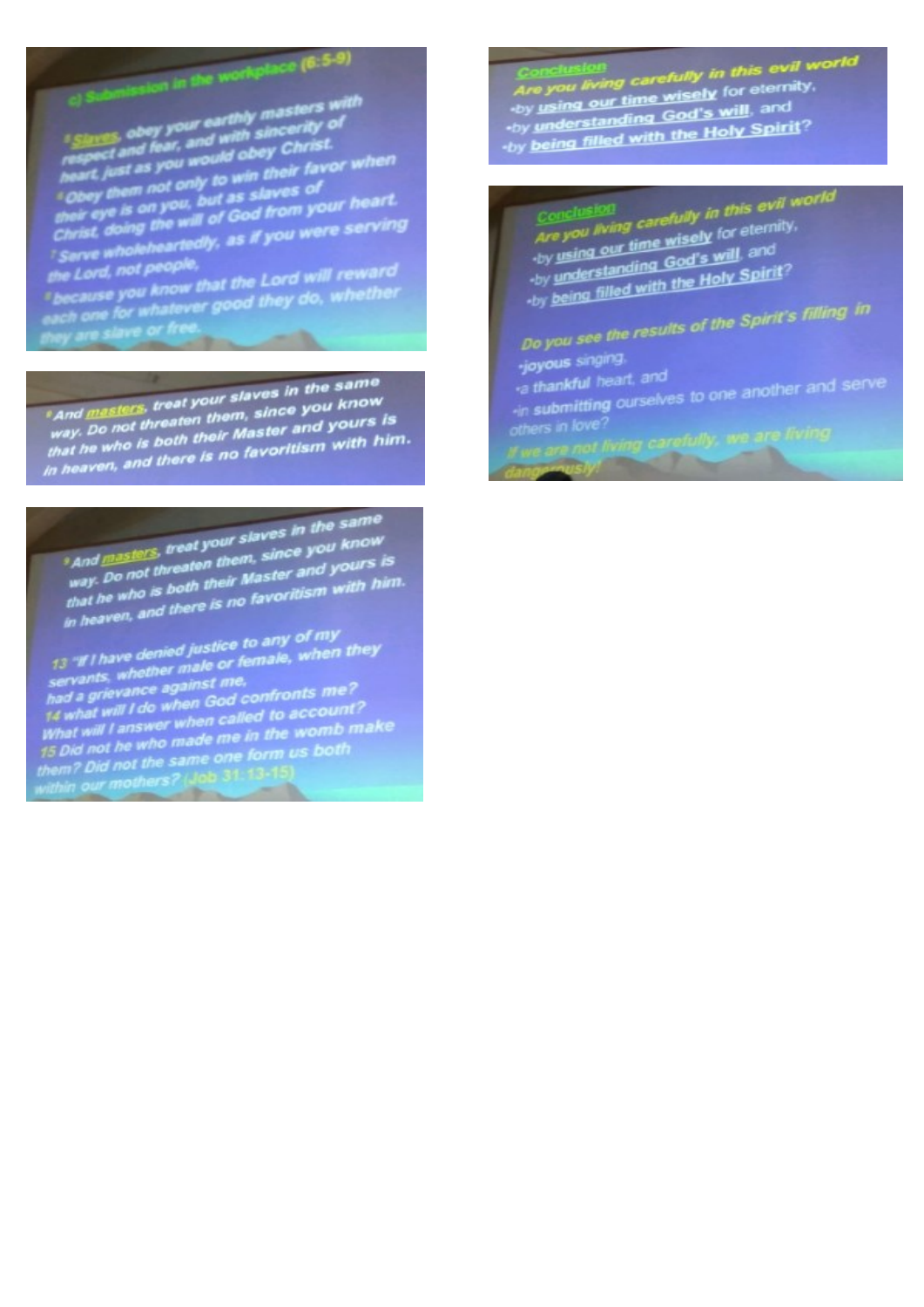c) Submission in the workplace (6:5-9)

[5] Slaves, obey your earthly masters with respect and fear, and with sincerity of heart, just as you would obey Christ.
[6] Obey them not only to win their favor when their eye is on you, but as slaves of Christ, doing the will of God from your heart.
[7] Serve wholeheartedly, as if you were serving the Lord, not people,
[8] because you know that the Lord will reward each one for whatever good they do, whether they are slave or free.

[9] And masters, treat your slaves in the same way. Do not threaten them, since you know that he who is both their Master and yours is in heaven, and there is no favoritism with him.

[9] And masters, treat your slaves in the same way. Do not threaten them, since you know that he who is both their Master and yours is in heaven, and there is no favoritism with him.

13 "If I have denied justice to any of my servants, whether male or female, when they had a grievance against me,
14 what will I do when God confronts me? What will I answer when called to account?
15 Did not he who made me in the womb make them? Did not the same one form us both within our mothers? (Job 31:13-15)

Conclusion

*Are you living carefully in this evil world*
- by **using our time wisely** for eternity,
- by **understanding God's will**, and
- by **being filled with the Holy Spirit**?

Conclusion

*Are you living carefully in this evil world*
- by **using our time wisely** for eternity,
- by **understanding God's will**, and
- by **being filled with the Holy Spirit**?

*Do you see the results of the Spirit's filling in*
- joyous singing,
- a thankful heart, and
- in submitting ourselves to one another and serve others in love?

*If we are not living carefully, we are living dangerously!*